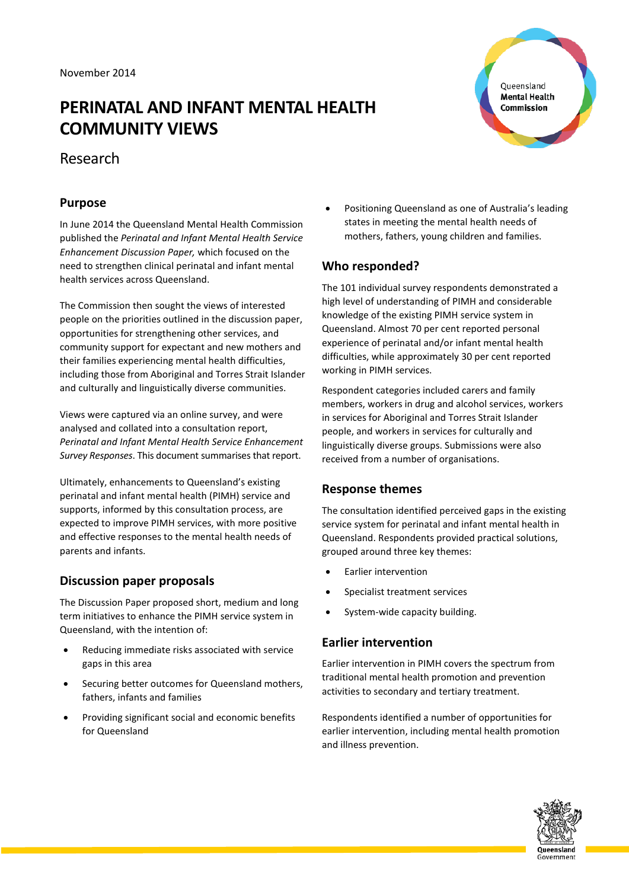November 2014

# PERINATAL AND INFANT MENTAL HEALTH COMMUNITY VIEWS

Research

## Purpose

In June 2014 the Queensland Mental Health Commission published the *Perinatal and Infant Mental Health Service Enhancement Discussion Paper,* which focused on the need to strengthen clinical perinatal and infant mental health services across Queensland.

The Commission then sought the views of interested people on the priorities outlined in the discussion paper, opportunities for strengthening other services, and community support for expectant and new mothers and their families experiencing mental health difficulties, including those from Aboriginal and Torres Strait Islander and culturally and linguistically diverse communities.

Views were captured via an online survey, and were analysed and collated into a consultation report, *Perinatal and Infant Mental Health Service Enhancement Survey Responses*. This document summarises that report.

Ultimately, enhancements to Queensland's existing perinatal and infant mental health (PIMH) service and supports, informed by this consultation process, are expected to improve PIMH services, with more positive and effective responses to the mental health needs of parents and infants.

## Discussion paper proposals

The Discussion Paper proposed short, medium and long term initiatives to enhance the PIMH service system in Queensland, with the intention of:

- Reducing immediate risks associated with service gaps in this area
- Securing better outcomes for Queensland mothers, fathers, infants and families
- Providing significant social and economic benefits for Queensland
- Positioning Queensland as one of Australia's leading states in meeting the mental health needs of mothers, fathers, young children and families.

## Who responded?

The 101 individual survey respondents demonstrated a high level of understanding of PIMH and considerable knowledge of the existing PIMH service system in Queensland. Almost 70 per cent reported personal experience of perinatal and/or infant mental health difficulties, while approximately 30 per cent reported working in PIMH services.

Respondent categories included carers and family members, workers in drug and alcohol services, workers in services for Aboriginal and Torres Strait Islander people, and workers in services for culturally and linguistically diverse groups. Submissions were also received from a number of organisations.

## Response themes

The consultation identified perceived gaps in the existing service system for perinatal and infant mental health in Queensland. Respondents provided practical solutions, grouped around three key themes:

- Earlier intervention
- Specialist treatment services
- System-wide capacity building.

## Earlier intervention

Earlier intervention in PIMH covers the spectrum from traditional mental health promotion and prevention activities to secondary and tertiary treatment.

Respondents identified a number of opportunities for earlier intervention, including mental health promotion and illness prevention.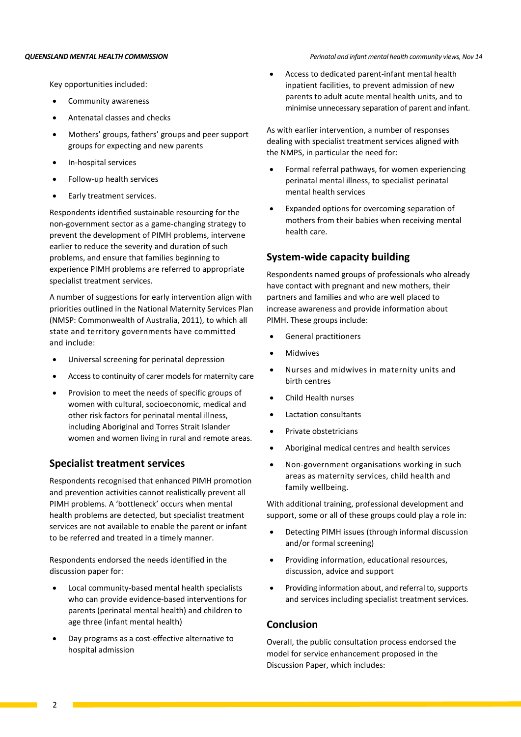Key opportunities included:

- Community awareness
- Antenatal classes and checks
- Mothers' groups, fathers' groups and peer support groups for expecting and new parents
- In-hospital services
- Follow-up health services
- Early treatment services.

Respondents identified sustainable resourcing for the non-government sector as a game-changing strategy to prevent the development of PIMH problems, intervene earlier to reduce the severity and duration of such problems, and ensure that families beginning to experience PIMH problems are referred to appropriate specialist treatment services.

A number of suggestions for early intervention align with priorities outlined in the National Maternity Services Plan (NMSP: Commonwealth of Australia, 2011), to which all state and territory governments have committed and include:

- Universal screening for perinatal depression
- Access to continuity of carer models for maternity care
- Provision to meet the needs of specific groups of women with cultural, socioeconomic, medical and other risk factors for perinatal mental illness, including Aboriginal and Torres Strait Islander women and women living in rural and remote areas.

## Specialist treatment services

Respondents recognised that enhanced PIMH promotion and prevention activities cannot realistically prevent all PIMH problems. A 'bottleneck' occurs when mental health problems are detected, but specialist treatment services are not available to enable the parent or infant to be referred and treated in a timely manner.

Respondents endorsed the needs identified in the discussion paper for:

- Local community-based mental health specialists who can provide evidence-based interventions for parents (perinatal mental health) and children to age three (infant mental health)
- Day programs as a cost-effective alternative to hospital admission
- Access to dedicated parent-infant mental health inpatient facilities, to prevent admission of new parents to adult acute mental health units, and to minimise unnecessary separation of parent and infant.

As with earlier intervention, a number of responses dealing with specialist treatment services aligned with the NMPS, in particular the need for:

- Formal referral pathways, for women experiencing perinatal mental illness, to specialist perinatal mental health services
- Expanded options for overcoming separation of mothers from their babies when receiving mental health care.

## System-wide capacity building

Respondents named groups of professionals who already have contact with pregnant and new mothers, their partners and families and who are well placed to increase awareness and provide information about PIMH. These groups include:

- General practitioners
- Midwives
- Nurses and midwives in maternity units and birth centres
- Child Health nurses
- Lactation consultants
- Private obstetricians
- Aboriginal medical centres and health services
- Non-government organisations working in such areas as maternity services, child health and family wellbeing.

With additional training, professional development and support, some or all of these groups could play a role in:

- Detecting PIMH issues (through informal discussion and/or formal screening)
- Providing information, educational resources, discussion, advice and support
- Providing information about, and referral to, supports and services including specialist treatment services.

## Conclusion

Overall, the public consultation process endorsed the model for service enhancement proposed in the Discussion Paper, which includes: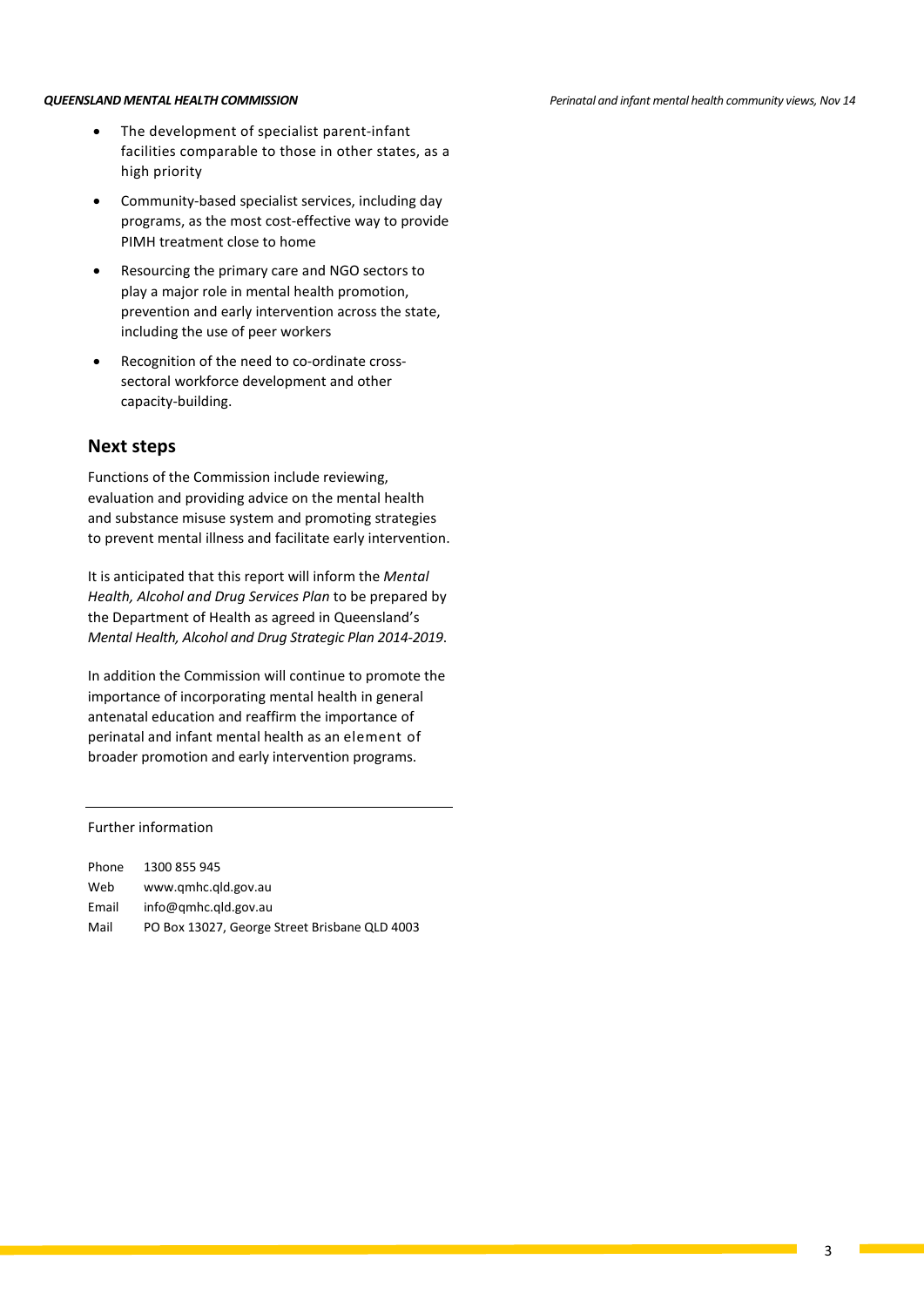- The development of specialist parent-infant facilities comparable to those in other states, as a high priority
- Community-based specialist services, including day programs, as the most cost-effective way to provide PIMH treatment close to home
- Resourcing the primary care and NGO sectors to play a major role in mental health promotion, prevention and early intervention across the state, including the use of peer workers
- Recognition of the need to co-ordinate cross-sectoral workforce development and other capacity-building.

## Next steps

Functions of the Commission include reviewing, evaluation and providing advice on the mental health and substance misuse system and promoting strategies to prevent mental illness and facilitate early intervention.

It is anticipated that this report will inform the *Mental Health, Alcohol and Drug Services Plan* to be prepared by the Department of Health as agreed in Queensland's *Mental Health, Alcohol and Drug Strategic Plan 2014-2019*.

In addition the Commission will continue to promote the importance of incorporating mental health in general antenatal education and reaffirm the importance of perinatal and infant mental health as an element of broader promotion and early intervention programs.

---

Further information

| | |
|---|---|
| Phone | 1300 855 945 |
| Web | www.qmhc.qld.gov.au |
| Email | info@qmhc.qld.gov.au |
| Mail | PO Box 13027, George Street Brisbane QLD 4003 |